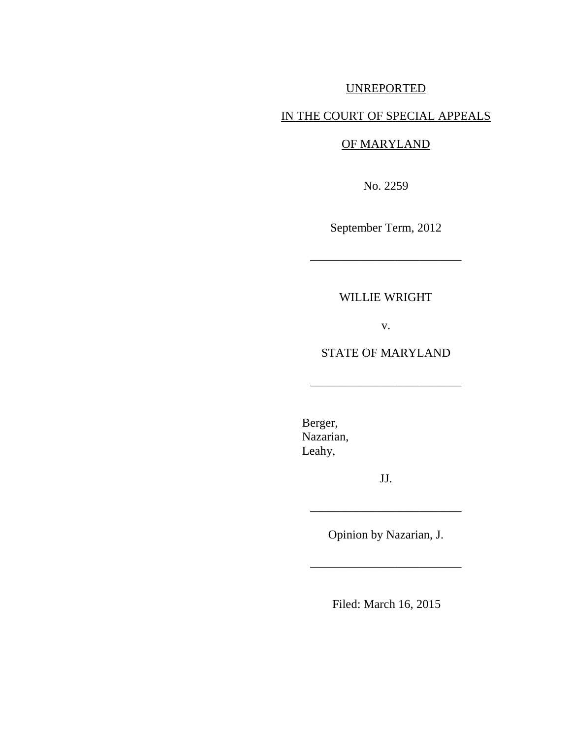UNREPORTED

IN THE COURT OF SPECIAL APPEALS

OF MARYLAND

No. 2259

September Term, 2012

---

WILLIE WRIGHT

v.

STATE OF MARYLAND

---

Berger,
Nazarian,
Leahy,

JJ.

---

Opinion by Nazarian, J.

---

Filed: March 16, 2015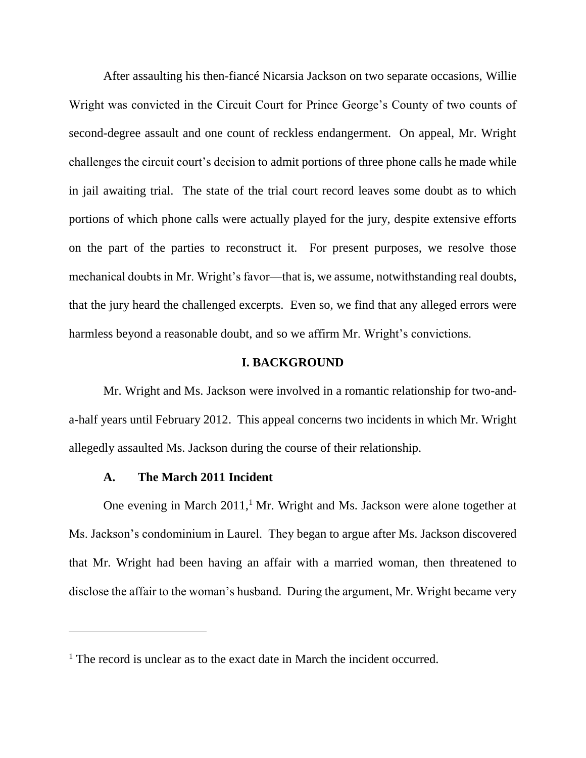After assaulting his then-fiancé Nicarsia Jackson on two separate occasions, Willie Wright was convicted in the Circuit Court for Prince George's County of two counts of second-degree assault and one count of reckless endangerment. On appeal, Mr. Wright challenges the circuit court's decision to admit portions of three phone calls he made while in jail awaiting trial. The state of the trial court record leaves some doubt as to which portions of which phone calls were actually played for the jury, despite extensive efforts on the part of the parties to reconstruct it. For present purposes, we resolve those mechanical doubts in Mr. Wright's favor—that is, we assume, notwithstanding real doubts, that the jury heard the challenged excerpts. Even so, we find that any alleged errors were harmless beyond a reasonable doubt, and so we affirm Mr. Wright's convictions.

## I. BACKGROUND

Mr. Wright and Ms. Jackson were involved in a romantic relationship for two-and-a-half years until February 2012. This appeal concerns two incidents in which Mr. Wright allegedly assaulted Ms. Jackson during the course of their relationship.

### A. The March 2011 Incident

One evening in March 2011,[1] Mr. Wright and Ms. Jackson were alone together at Ms. Jackson's condominium in Laurel. They began to argue after Ms. Jackson discovered that Mr. Wright had been having an affair with a married woman, then threatened to disclose the affair to the woman's husband. During the argument, Mr. Wright became very

[1] The record is unclear as to the exact date in March the incident occurred.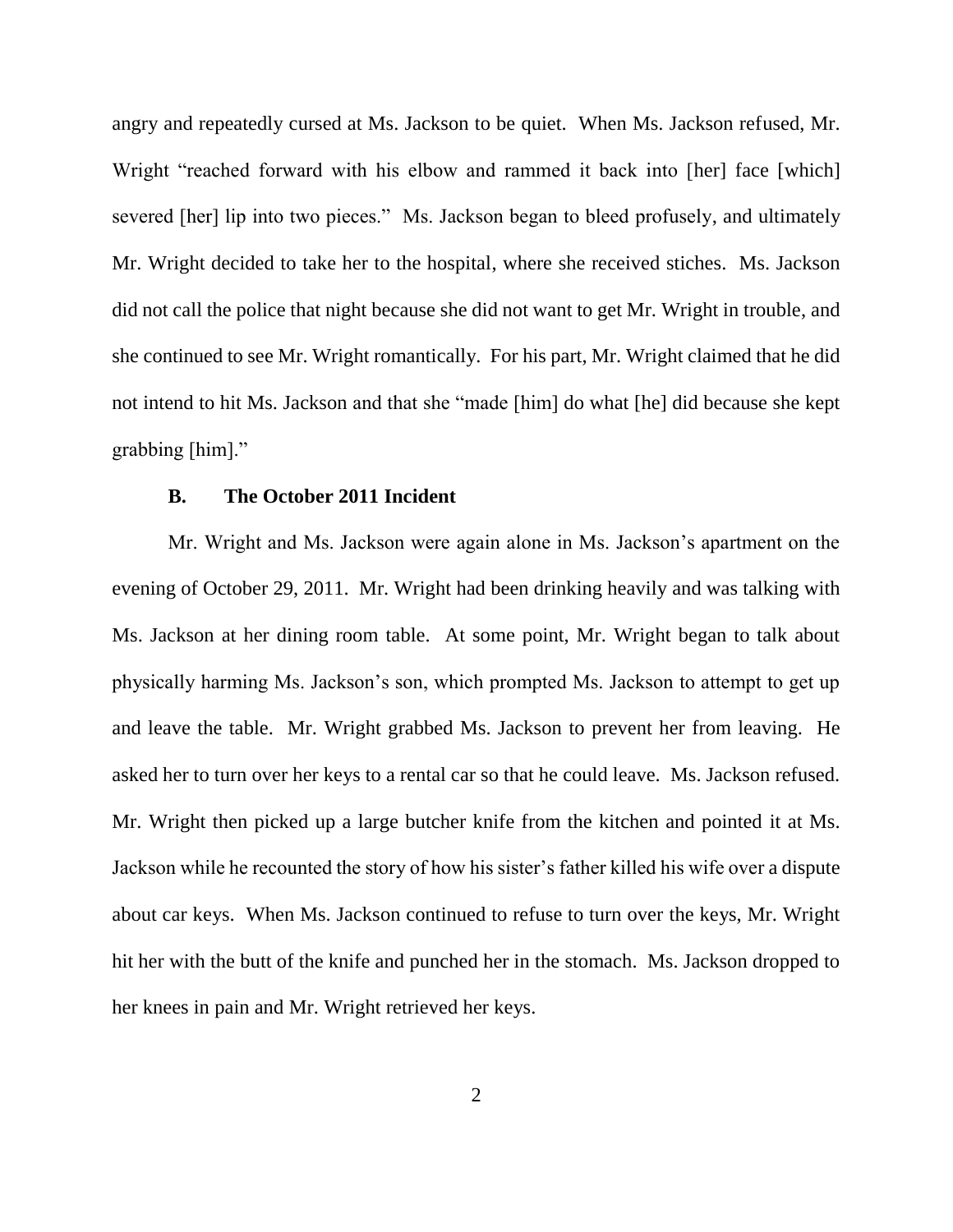angry and repeatedly cursed at Ms. Jackson to be quiet. When Ms. Jackson refused, Mr. Wright "reached forward with his elbow and rammed it back into [her] face [which] severed [her] lip into two pieces." Ms. Jackson began to bleed profusely, and ultimately Mr. Wright decided to take her to the hospital, where she received stiches. Ms. Jackson did not call the police that night because she did not want to get Mr. Wright in trouble, and she continued to see Mr. Wright romantically. For his part, Mr. Wright claimed that he did not intend to hit Ms. Jackson and that she "made [him] do what [he] did because she kept grabbing [him]."

### B. The October 2011 Incident

Mr. Wright and Ms. Jackson were again alone in Ms. Jackson's apartment on the evening of October 29, 2011. Mr. Wright had been drinking heavily and was talking with Ms. Jackson at her dining room table. At some point, Mr. Wright began to talk about physically harming Ms. Jackson's son, which prompted Ms. Jackson to attempt to get up and leave the table. Mr. Wright grabbed Ms. Jackson to prevent her from leaving. He asked her to turn over her keys to a rental car so that he could leave. Ms. Jackson refused. Mr. Wright then picked up a large butcher knife from the kitchen and pointed it at Ms. Jackson while he recounted the story of how his sister's father killed his wife over a dispute about car keys. When Ms. Jackson continued to refuse to turn over the keys, Mr. Wright hit her with the butt of the knife and punched her in the stomach. Ms. Jackson dropped to her knees in pain and Mr. Wright retrieved her keys.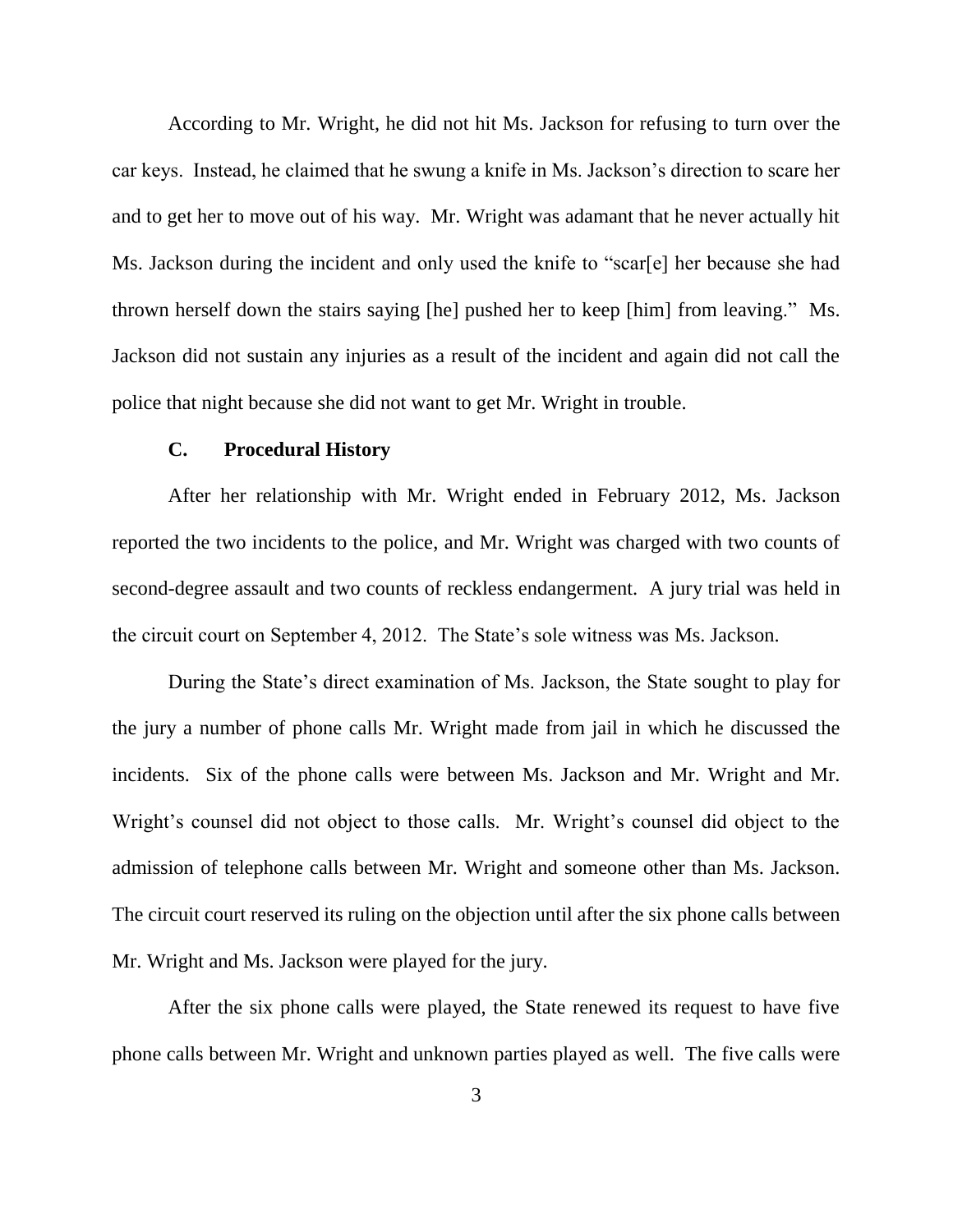According to Mr. Wright, he did not hit Ms. Jackson for refusing to turn over the car keys. Instead, he claimed that he swung a knife in Ms. Jackson's direction to scare her and to get her to move out of his way. Mr. Wright was adamant that he never actually hit Ms. Jackson during the incident and only used the knife to "scar[e] her because she had thrown herself down the stairs saying [he] pushed her to keep [him] from leaving." Ms. Jackson did not sustain any injuries as a result of the incident and again did not call the police that night because she did not want to get Mr. Wright in trouble.

### C. Procedural History

After her relationship with Mr. Wright ended in February 2012, Ms. Jackson reported the two incidents to the police, and Mr. Wright was charged with two counts of second-degree assault and two counts of reckless endangerment. A jury trial was held in the circuit court on September 4, 2012. The State's sole witness was Ms. Jackson.

During the State's direct examination of Ms. Jackson, the State sought to play for the jury a number of phone calls Mr. Wright made from jail in which he discussed the incidents. Six of the phone calls were between Ms. Jackson and Mr. Wright and Mr. Wright's counsel did not object to those calls. Mr. Wright's counsel did object to the admission of telephone calls between Mr. Wright and someone other than Ms. Jackson. The circuit court reserved its ruling on the objection until after the six phone calls between Mr. Wright and Ms. Jackson were played for the jury.

After the six phone calls were played, the State renewed its request to have five phone calls between Mr. Wright and unknown parties played as well. The five calls were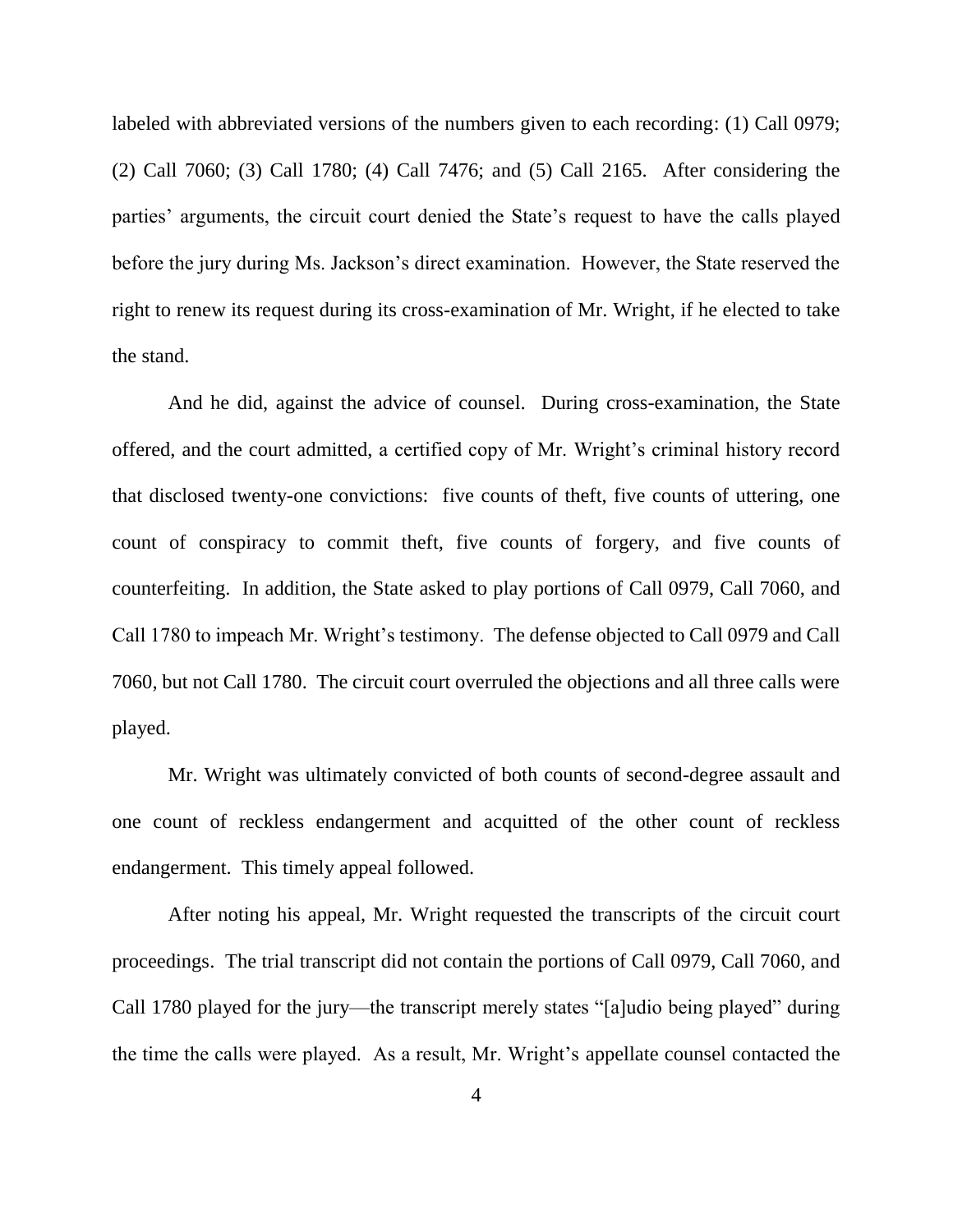labeled with abbreviated versions of the numbers given to each recording: (1) Call 0979; (2) Call 7060; (3) Call 1780; (4) Call 7476; and (5) Call 2165. After considering the parties' arguments, the circuit court denied the State's request to have the calls played before the jury during Ms. Jackson's direct examination. However, the State reserved the right to renew its request during its cross-examination of Mr. Wright, if he elected to take the stand.

And he did, against the advice of counsel. During cross-examination, the State offered, and the court admitted, a certified copy of Mr. Wright's criminal history record that disclosed twenty-one convictions: five counts of theft, five counts of uttering, one count of conspiracy to commit theft, five counts of forgery, and five counts of counterfeiting. In addition, the State asked to play portions of Call 0979, Call 7060, and Call 1780 to impeach Mr. Wright's testimony. The defense objected to Call 0979 and Call 7060, but not Call 1780. The circuit court overruled the objections and all three calls were played.

Mr. Wright was ultimately convicted of both counts of second-degree assault and one count of reckless endangerment and acquitted of the other count of reckless endangerment. This timely appeal followed.

After noting his appeal, Mr. Wright requested the transcripts of the circuit court proceedings. The trial transcript did not contain the portions of Call 0979, Call 7060, and Call 1780 played for the jury—the transcript merely states "[a]udio being played" during the time the calls were played. As a result, Mr. Wright's appellate counsel contacted the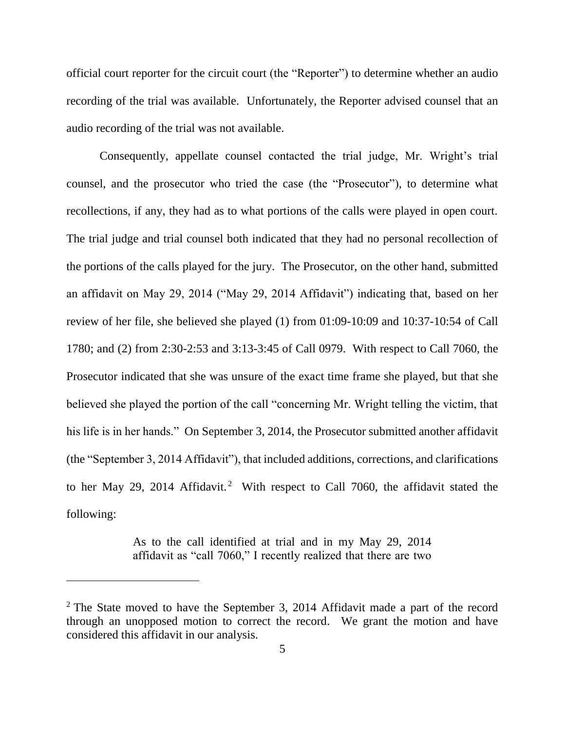official court reporter for the circuit court (the "Reporter") to determine whether an audio recording of the trial was available. Unfortunately, the Reporter advised counsel that an audio recording of the trial was not available.

Consequently, appellate counsel contacted the trial judge, Mr. Wright's trial counsel, and the prosecutor who tried the case (the "Prosecutor"), to determine what recollections, if any, they had as to what portions of the calls were played in open court. The trial judge and trial counsel both indicated that they had no personal recollection of the portions of the calls played for the jury. The Prosecutor, on the other hand, submitted an affidavit on May 29, 2014 ("May 29, 2014 Affidavit") indicating that, based on her review of her file, she believed she played (1) from 01:09-10:09 and 10:37-10:54 of Call 1780; and (2) from 2:30-2:53 and 3:13-3:45 of Call 0979. With respect to Call 7060, the Prosecutor indicated that she was unsure of the exact time frame she played, but that she believed she played the portion of the call "concerning Mr. Wright telling the victim, that his life is in her hands." On September 3, 2014, the Prosecutor submitted another affidavit (the "September 3, 2014 Affidavit"), that included additions, corrections, and clarifications to her May 29, 2014 Affidavit.[2] With respect to Call 7060, the affidavit stated the following:

> As to the call identified at trial and in my May 29, 2014 affidavit as "call 7060," I recently realized that there are two

[2] The State moved to have the September 3, 2014 Affidavit made a part of the record through an unopposed motion to correct the record. We grant the motion and have considered this affidavit in our analysis.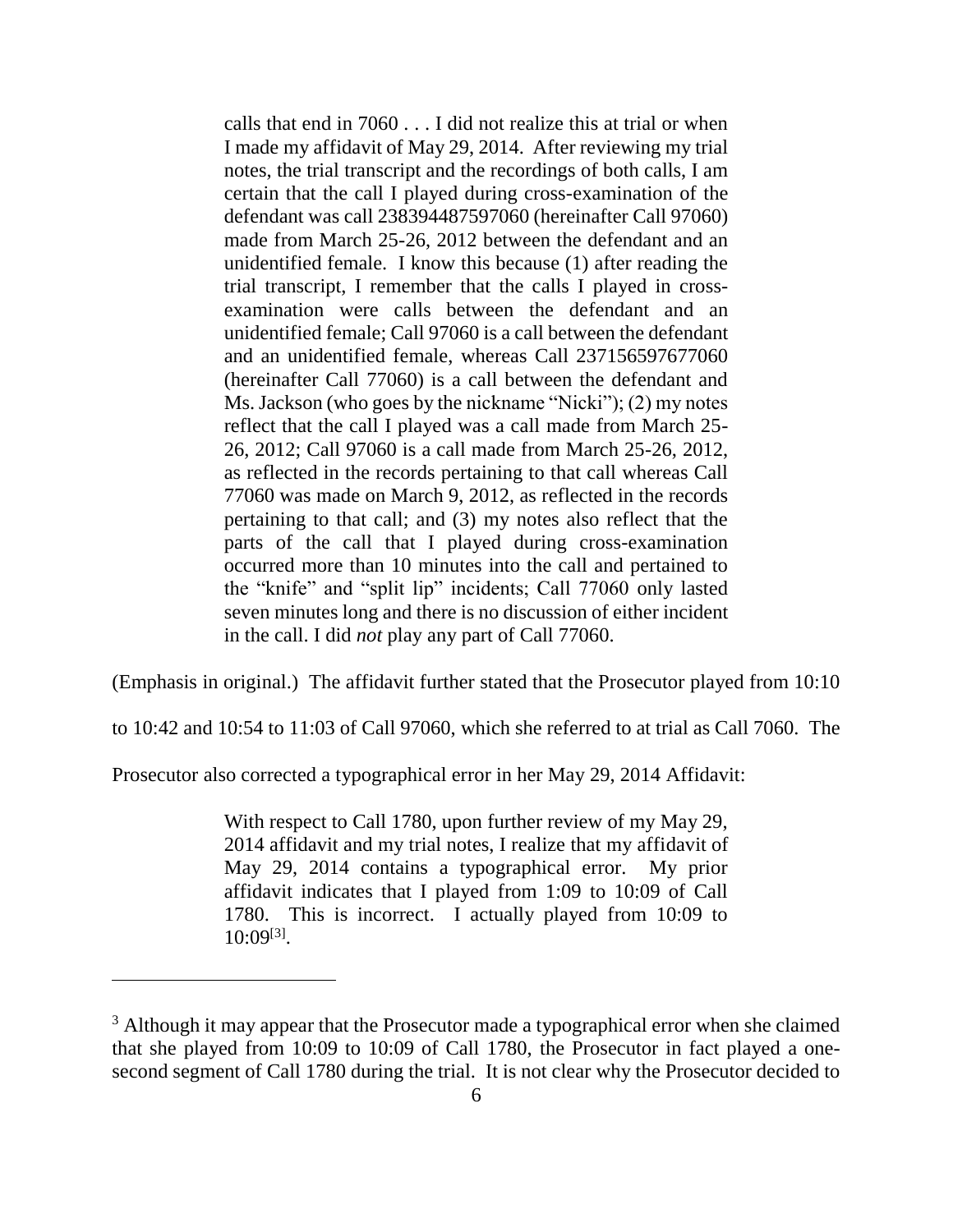> calls that end in 7060 . . . I did not realize this at trial or when I made my affidavit of May 29, 2014. After reviewing my trial notes, the trial transcript and the recordings of both calls, I am certain that the call I played during cross-examination of the defendant was call 238394487597060 (hereinafter Call 97060) made from March 25-26, 2012 between the defendant and an unidentified female. I know this because (1) after reading the trial transcript, I remember that the calls I played in cross-examination were calls between the defendant and an unidentified female; Call 97060 is a call between the defendant and an unidentified female, whereas Call 237156597677060 (hereinafter Call 77060) is a call between the defendant and Ms. Jackson (who goes by the nickname "Nicki"); (2) my notes reflect that the call I played was a call made from March 25-26, 2012; Call 97060 is a call made from March 25-26, 2012, as reflected in the records pertaining to that call whereas Call 77060 was made on March 9, 2012, as reflected in the records pertaining to that call; and (3) my notes also reflect that the parts of the call that I played during cross-examination occurred more than 10 minutes into the call and pertained to the "knife" and "split lip" incidents; Call 77060 only lasted seven minutes long and there is no discussion of either incident in the call. I did *not* play any part of Call 77060.

(Emphasis in original.) The affidavit further stated that the Prosecutor played from 10:10 to 10:42 and 10:54 to 11:03 of Call 97060, which she referred to at trial as Call 7060. The Prosecutor also corrected a typographical error in her May 29, 2014 Affidavit:

> With respect to Call 1780, upon further review of my May 29, 2014 affidavit and my trial notes, I realize that my affidavit of May 29, 2014 contains a typographical error. My prior affidavit indicates that I played from 1:09 to 10:09 of Call 1780. This is incorrect. I actually played from 10:09 to 10:09[3].

---

[3] Although it may appear that the Prosecutor made a typographical error when she claimed that she played from 10:09 to 10:09 of Call 1780, the Prosecutor in fact played a one-second segment of Call 1780 during the trial. It is not clear why the Prosecutor decided to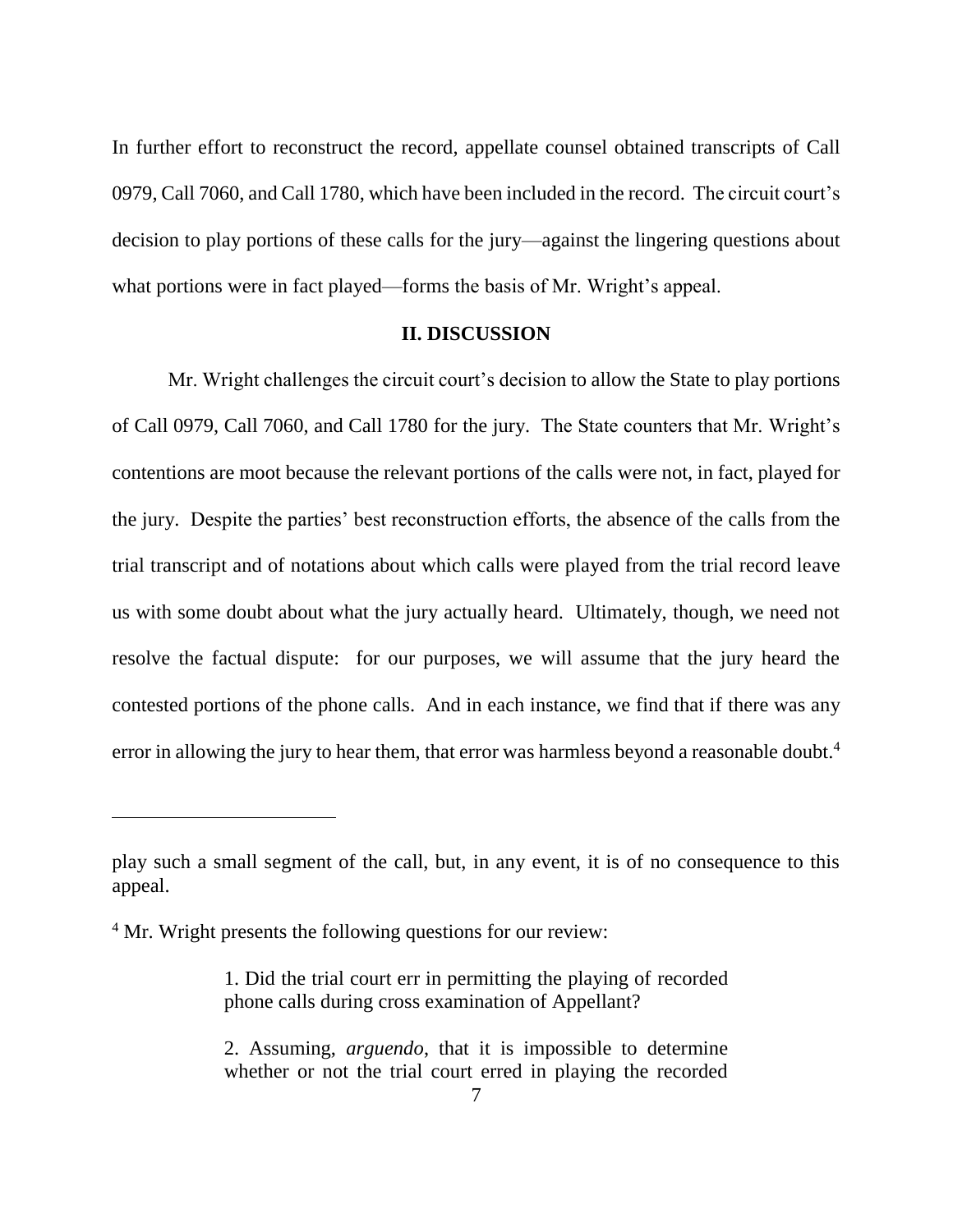In further effort to reconstruct the record, appellate counsel obtained transcripts of Call 0979, Call 7060, and Call 1780, which have been included in the record. The circuit court's decision to play portions of these calls for the jury—against the lingering questions about what portions were in fact played—forms the basis of Mr. Wright's appeal.

## II. DISCUSSION

Mr. Wright challenges the circuit court's decision to allow the State to play portions of Call 0979, Call 7060, and Call 1780 for the jury. The State counters that Mr. Wright's contentions are moot because the relevant portions of the calls were not, in fact, played for the jury. Despite the parties' best reconstruction efforts, the absence of the calls from the trial transcript and of notations about which calls were played from the trial record leave us with some doubt about what the jury actually heard. Ultimately, though, we need not resolve the factual dispute: for our purposes, we will assume that the jury heard the contested portions of the phone calls. And in each instance, we find that if there was any error in allowing the jury to hear them, that error was harmless beyond a reasonable doubt.[4]

---

play such a small segment of the call, but, in any event, it is of no consequence to this appeal.

[4] Mr. Wright presents the following questions for our review:

> 1. Did the trial court err in permitting the playing of recorded phone calls during cross examination of Appellant?
>
> 2. Assuming, *arguendo*, that it is impossible to determine whether or not the trial court erred in playing the recorded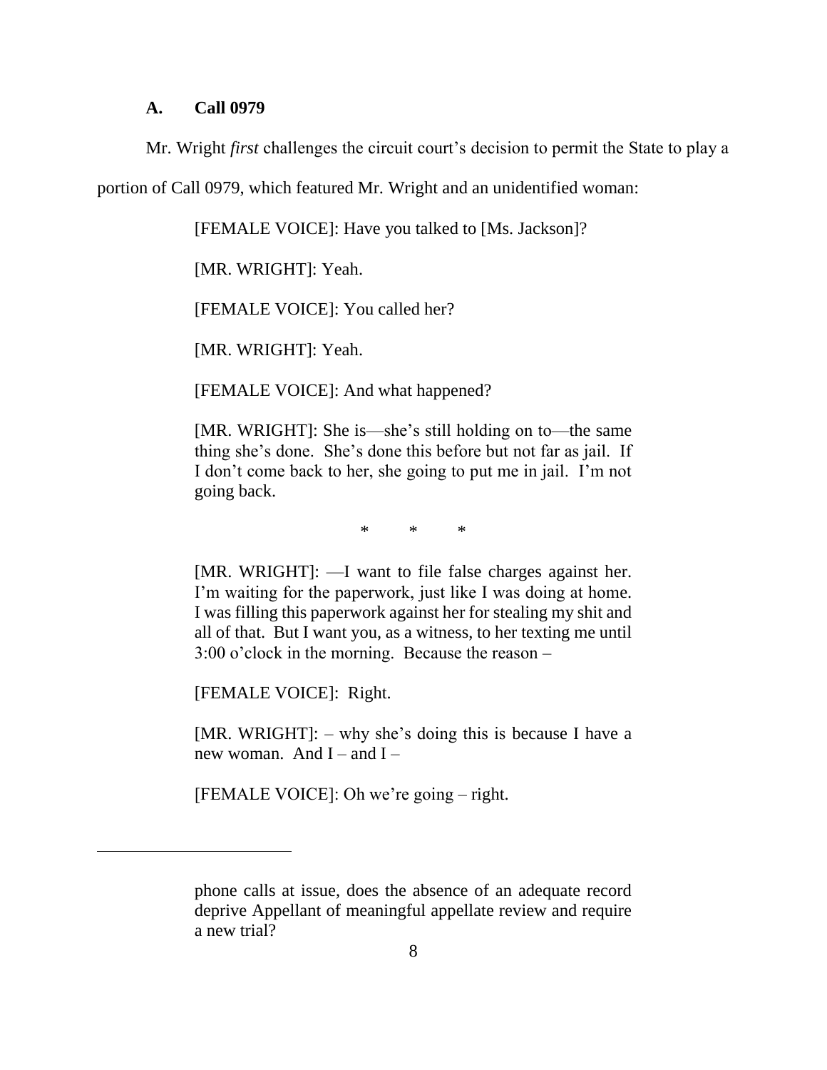### A. Call 0979

Mr. Wright *first* challenges the circuit court's decision to permit the State to play a portion of Call 0979, which featured Mr. Wright and an unidentified woman:

> [FEMALE VOICE]: Have you talked to [Ms. Jackson]?
>
> [MR. WRIGHT]: Yeah.
>
> [FEMALE VOICE]: You called her?
>
> [MR. WRIGHT]: Yeah.
>
> [FEMALE VOICE]: And what happened?
>
> [MR. WRIGHT]: She is—she's still holding on to—the same thing she's done. She's done this before but not far as jail. If I don't come back to her, she going to put me in jail. I'm not going back.
>
> \* \* \*
>
> [MR. WRIGHT]: —I want to file false charges against her. I'm waiting for the paperwork, just like I was doing at home. I was filling this paperwork against her for stealing my shit and all of that. But I want you, as a witness, to her texting me until 3:00 o'clock in the morning. Because the reason –
>
> [FEMALE VOICE]: Right.
>
> [MR. WRIGHT]: – why she's doing this is because I have a new woman. And I – and I –
>
> [FEMALE VOICE]: Oh we're going – right.

---

> phone calls at issue, does the absence of an adequate record deprive Appellant of meaningful appellate review and require a new trial?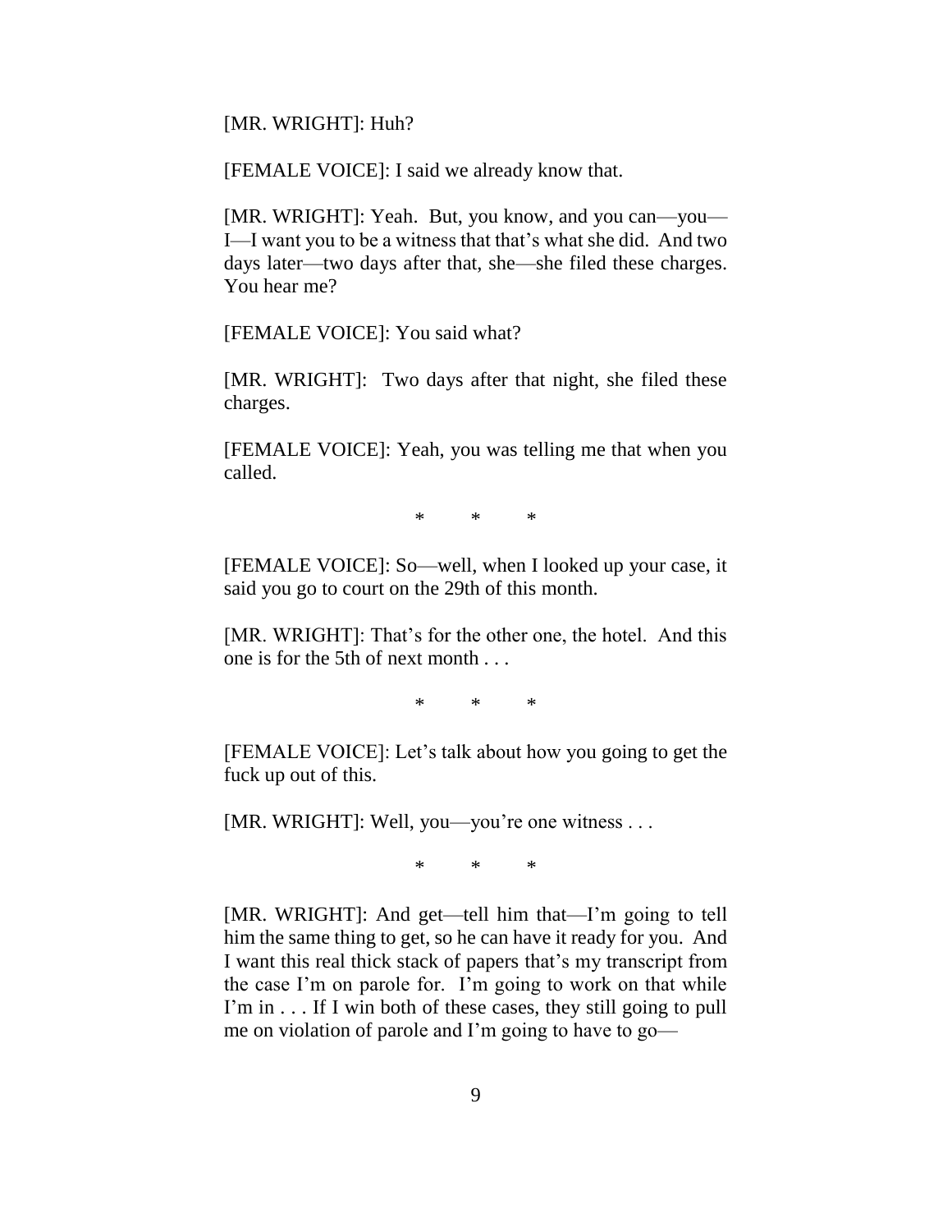[MR. WRIGHT]: Huh?

[FEMALE VOICE]: I said we already know that.

[MR. WRIGHT]: Yeah. But, you know, and you can—you—I—I want you to be a witness that that's what she did. And two days later—two days after that, she—she filed these charges. You hear me?

[FEMALE VOICE]: You said what?

[MR. WRIGHT]: Two days after that night, she filed these charges.

[FEMALE VOICE]: Yeah, you was telling me that when you called.

\* \* \*

[FEMALE VOICE]: So—well, when I looked up your case, it said you go to court on the 29th of this month.

[MR. WRIGHT]: That's for the other one, the hotel. And this one is for the 5th of next month . . .

\* \* \*

[FEMALE VOICE]: Let's talk about how you going to get the fuck up out of this.

[MR. WRIGHT]: Well, you—you're one witness . . .

\* \* \*

[MR. WRIGHT]: And get—tell him that—I'm going to tell him the same thing to get, so he can have it ready for you. And I want this real thick stack of papers that's my transcript from the case I'm on parole for. I'm going to work on that while I'm in . . . If I win both of these cases, they still going to pull me on violation of parole and I'm going to have to go—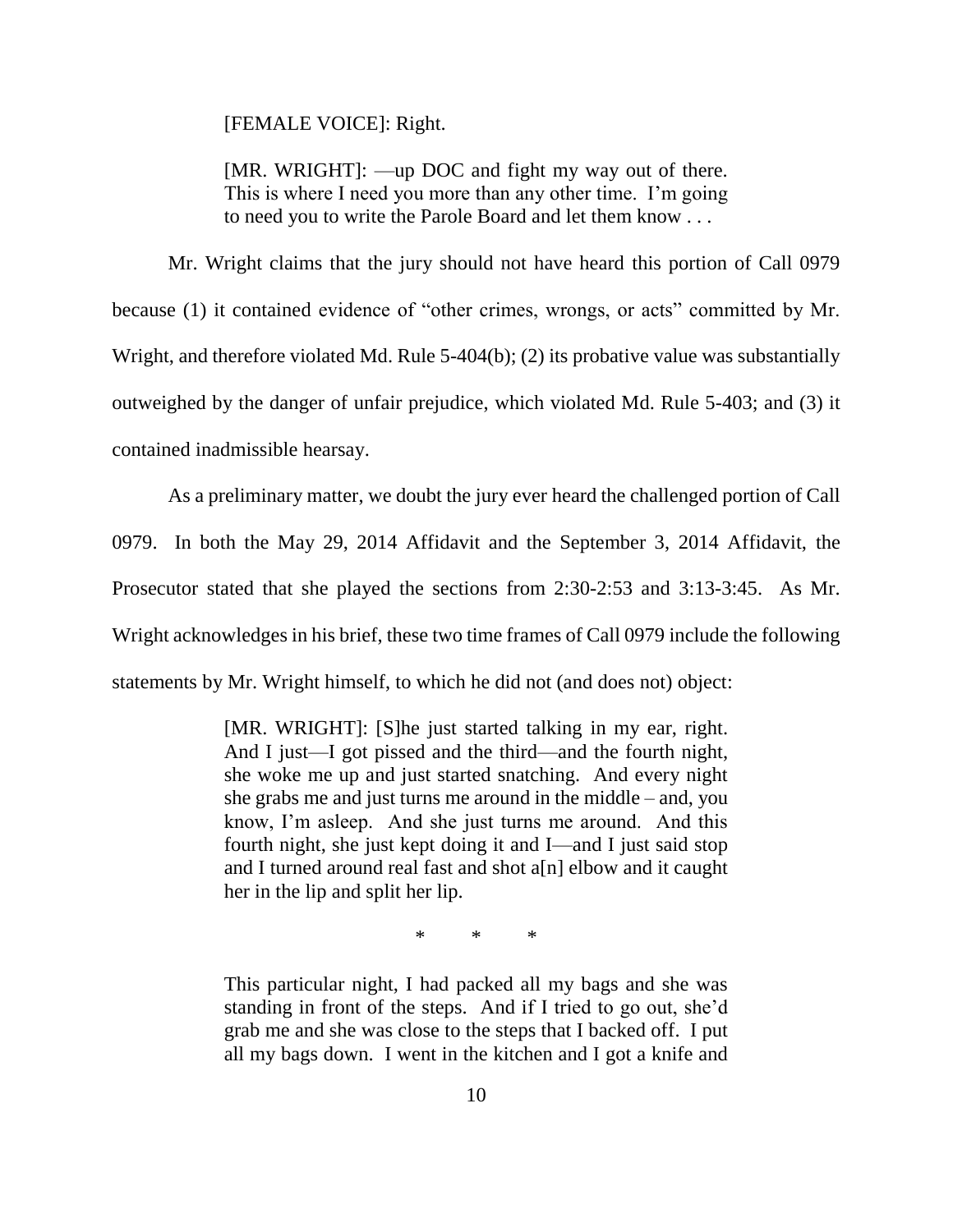> [FEMALE VOICE]: Right.
>
> [MR. WRIGHT]: —up DOC and fight my way out of there. This is where I need you more than any other time. I'm going to need you to write the Parole Board and let them know . . .

Mr. Wright claims that the jury should not have heard this portion of Call 0979 because (1) it contained evidence of "other crimes, wrongs, or acts" committed by Mr. Wright, and therefore violated Md. Rule 5-404(b); (2) its probative value was substantially outweighed by the danger of unfair prejudice, which violated Md. Rule 5-403; and (3) it contained inadmissible hearsay.

As a preliminary matter, we doubt the jury ever heard the challenged portion of Call 0979. In both the May 29, 2014 Affidavit and the September 3, 2014 Affidavit, the Prosecutor stated that she played the sections from 2:30-2:53 and 3:13-3:45. As Mr. Wright acknowledges in his brief, these two time frames of Call 0979 include the following statements by Mr. Wright himself, to which he did not (and does not) object:

> [MR. WRIGHT]: [S]he just started talking in my ear, right. And I just—I got pissed and the third—and the fourth night, she woke me up and just started snatching. And every night she grabs me and just turns me around in the middle – and, you know, I'm asleep. And she just turns me around. And this fourth night, she just kept doing it and I—and I just said stop and I turned around real fast and shot a[n] elbow and it caught her in the lip and split her lip.
>
> \* \* \*
>
> This particular night, I had packed all my bags and she was standing in front of the steps. And if I tried to go out, she'd grab me and she was close to the steps that I backed off. I put all my bags down. I went in the kitchen and I got a knife and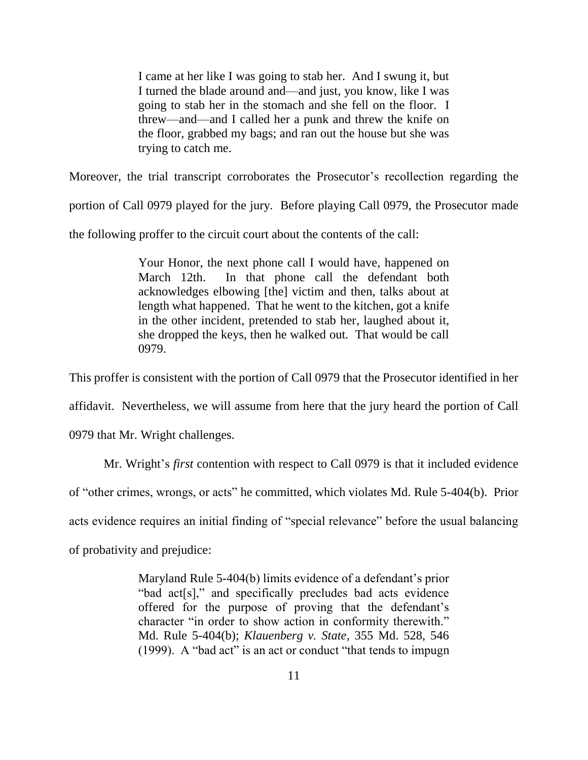> I came at her like I was going to stab her. And I swung it, but I turned the blade around and—and just, you know, like I was going to stab her in the stomach and she fell on the floor. I threw—and—and I called her a punk and threw the knife on the floor, grabbed my bags; and ran out the house but she was trying to catch me.

Moreover, the trial transcript corroborates the Prosecutor's recollection regarding the portion of Call 0979 played for the jury. Before playing Call 0979, the Prosecutor made the following proffer to the circuit court about the contents of the call:

> Your Honor, the next phone call I would have, happened on March 12th. In that phone call the defendant both acknowledges elbowing [the] victim and then, talks about at length what happened. That he went to the kitchen, got a knife in the other incident, pretended to stab her, laughed about it, she dropped the keys, then he walked out. That would be call 0979.

This proffer is consistent with the portion of Call 0979 that the Prosecutor identified in her affidavit. Nevertheless, we will assume from here that the jury heard the portion of Call 0979 that Mr. Wright challenges.

Mr. Wright's *first* contention with respect to Call 0979 is that it included evidence of "other crimes, wrongs, or acts" he committed, which violates Md. Rule 5-404(b). Prior acts evidence requires an initial finding of "special relevance" before the usual balancing of probativity and prejudice:

> Maryland Rule 5-404(b) limits evidence of a defendant's prior "bad act[s]," and specifically precludes bad acts evidence offered for the purpose of proving that the defendant's character "in order to show action in conformity therewith." Md. Rule 5-404(b); *Klauenberg v. State*, 355 Md. 528, 546 (1999). A "bad act" is an act or conduct "that tends to impugn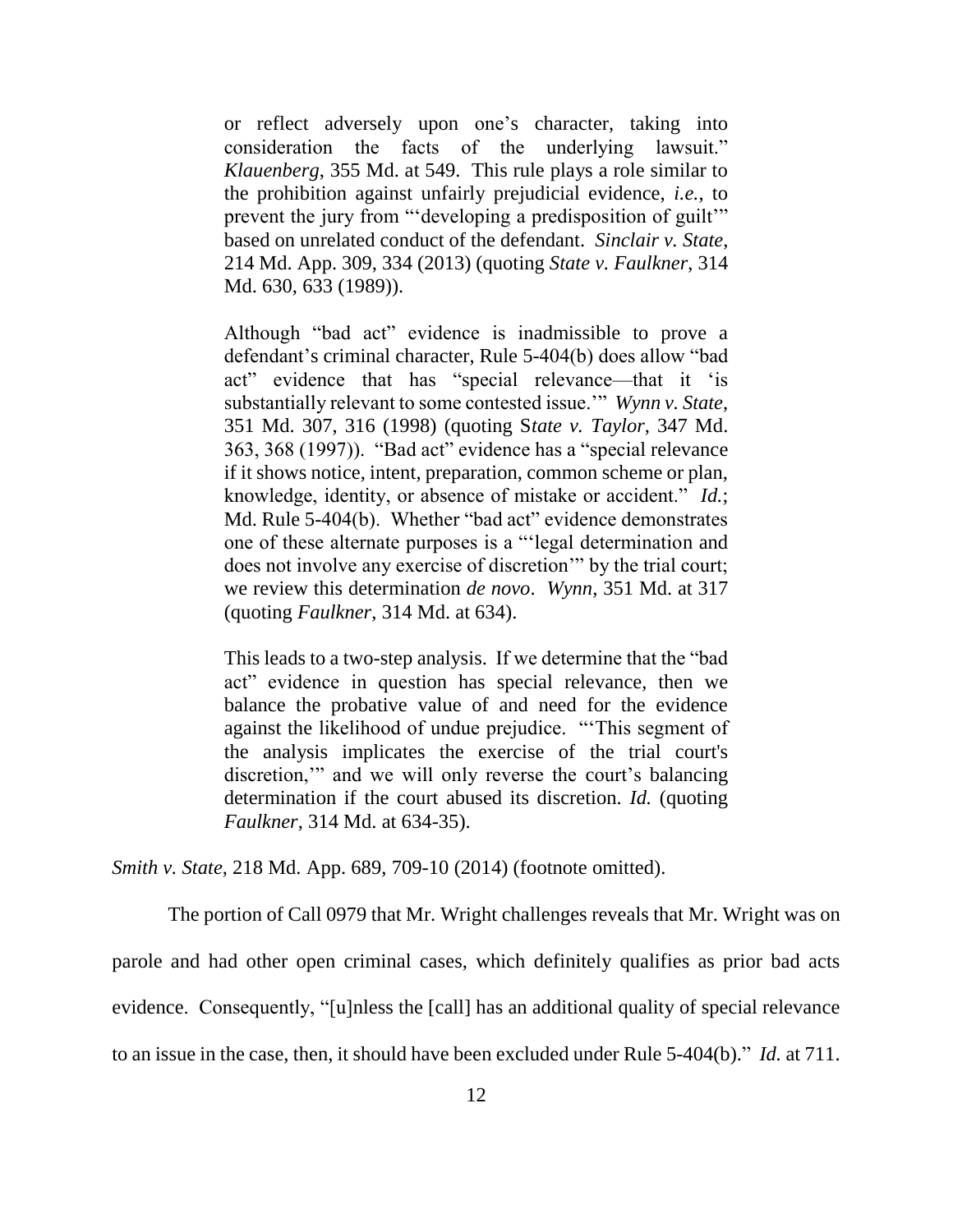> or reflect adversely upon one's character, taking into consideration the facts of the underlying lawsuit." *Klauenberg*, 355 Md. at 549. This rule plays a role similar to the prohibition against unfairly prejudicial evidence, *i.e.*, to prevent the jury from "'developing a predisposition of guilt'" based on unrelated conduct of the defendant. *Sinclair v. State*, 214 Md. App. 309, 334 (2013) (quoting *State v. Faulkner*, 314 Md. 630, 633 (1989)).
>
> Although "bad act" evidence is inadmissible to prove a defendant's criminal character, Rule 5-404(b) does allow "bad act" evidence that has "special relevance—that it 'is substantially relevant to some contested issue.'" *Wynn v. State*, 351 Md. 307, 316 (1998) (quoting S*tate v. Taylor*, 347 Md. 363, 368 (1997)). "Bad act" evidence has a "special relevance if it shows notice, intent, preparation, common scheme or plan, knowledge, identity, or absence of mistake or accident." *Id.*; Md. Rule 5-404(b). Whether "bad act" evidence demonstrates one of these alternate purposes is a "'legal determination and does not involve any exercise of discretion'" by the trial court; we review this determination *de novo*. *Wynn*, 351 Md. at 317 (quoting *Faulkner*, 314 Md. at 634).
>
> This leads to a two-step analysis. If we determine that the "bad act" evidence in question has special relevance, then we balance the probative value of and need for the evidence against the likelihood of undue prejudice. "'This segment of the analysis implicates the exercise of the trial court's discretion,'" and we will only reverse the court's balancing determination if the court abused its discretion. *Id.* (quoting *Faulkner*, 314 Md. at 634-35).

*Smith v. State*, 218 Md. App. 689, 709-10 (2014) (footnote omitted).

The portion of Call 0979 that Mr. Wright challenges reveals that Mr. Wright was on parole and had other open criminal cases, which definitely qualifies as prior bad acts evidence. Consequently, "[u]nless the [call] has an additional quality of special relevance to an issue in the case, then, it should have been excluded under Rule 5-404(b)." *Id.* at 711.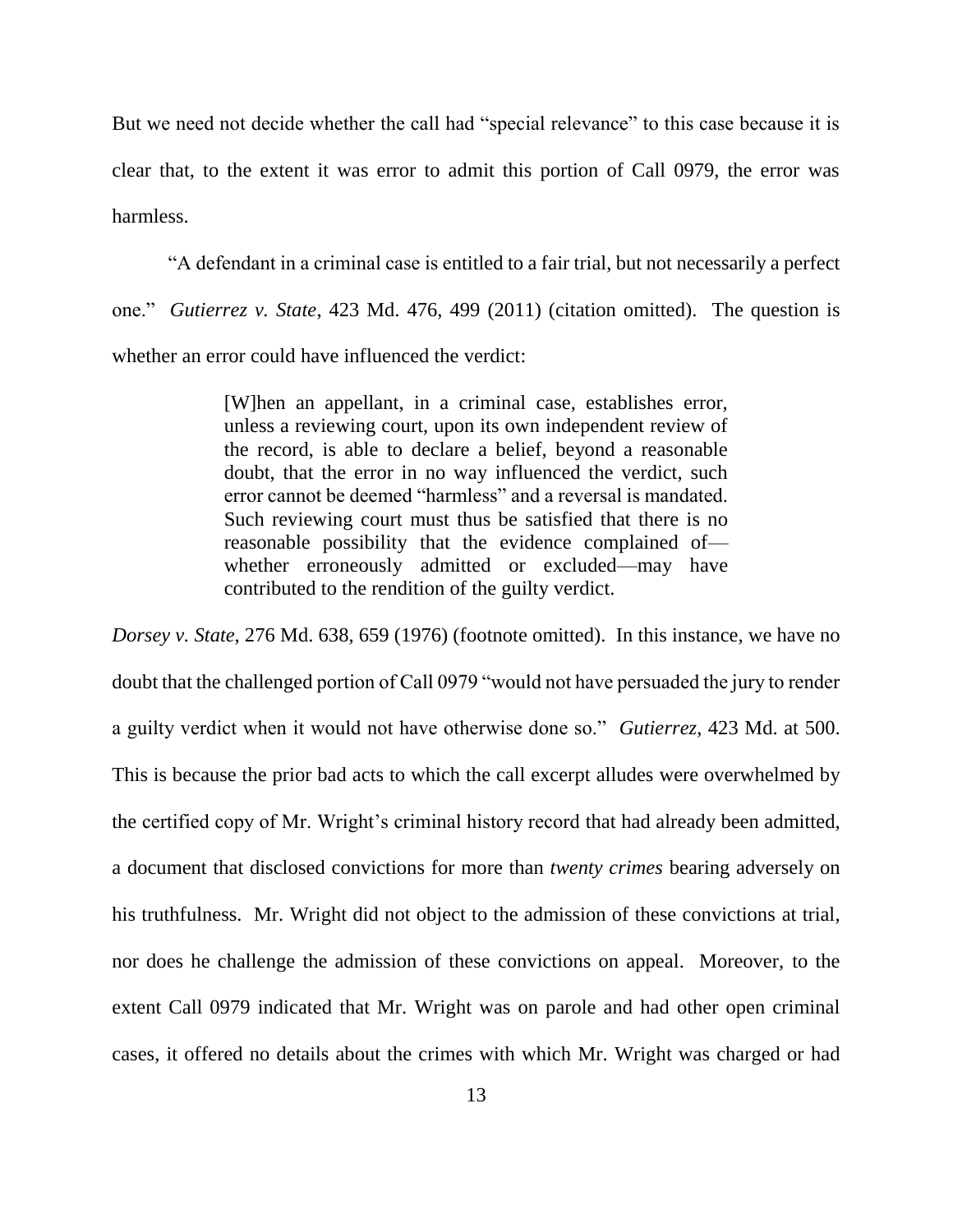But we need not decide whether the call had "special relevance" to this case because it is clear that, to the extent it was error to admit this portion of Call 0979, the error was harmless.

"A defendant in a criminal case is entitled to a fair trial, but not necessarily a perfect one." *Gutierrez v. State*, 423 Md. 476, 499 (2011) (citation omitted). The question is whether an error could have influenced the verdict:

> [W]hen an appellant, in a criminal case, establishes error, unless a reviewing court, upon its own independent review of the record, is able to declare a belief, beyond a reasonable doubt, that the error in no way influenced the verdict, such error cannot be deemed "harmless" and a reversal is mandated. Such reviewing court must thus be satisfied that there is no reasonable possibility that the evidence complained of—whether erroneously admitted or excluded—may have contributed to the rendition of the guilty verdict.

*Dorsey v. State*, 276 Md. 638, 659 (1976) (footnote omitted). In this instance, we have no doubt that the challenged portion of Call 0979 "would not have persuaded the jury to render a guilty verdict when it would not have otherwise done so." *Gutierrez*, 423 Md. at 500. This is because the prior bad acts to which the call excerpt alludes were overwhelmed by the certified copy of Mr. Wright's criminal history record that had already been admitted, a document that disclosed convictions for more than *twenty crimes* bearing adversely on his truthfulness. Mr. Wright did not object to the admission of these convictions at trial, nor does he challenge the admission of these convictions on appeal. Moreover, to the extent Call 0979 indicated that Mr. Wright was on parole and had other open criminal cases, it offered no details about the crimes with which Mr. Wright was charged or had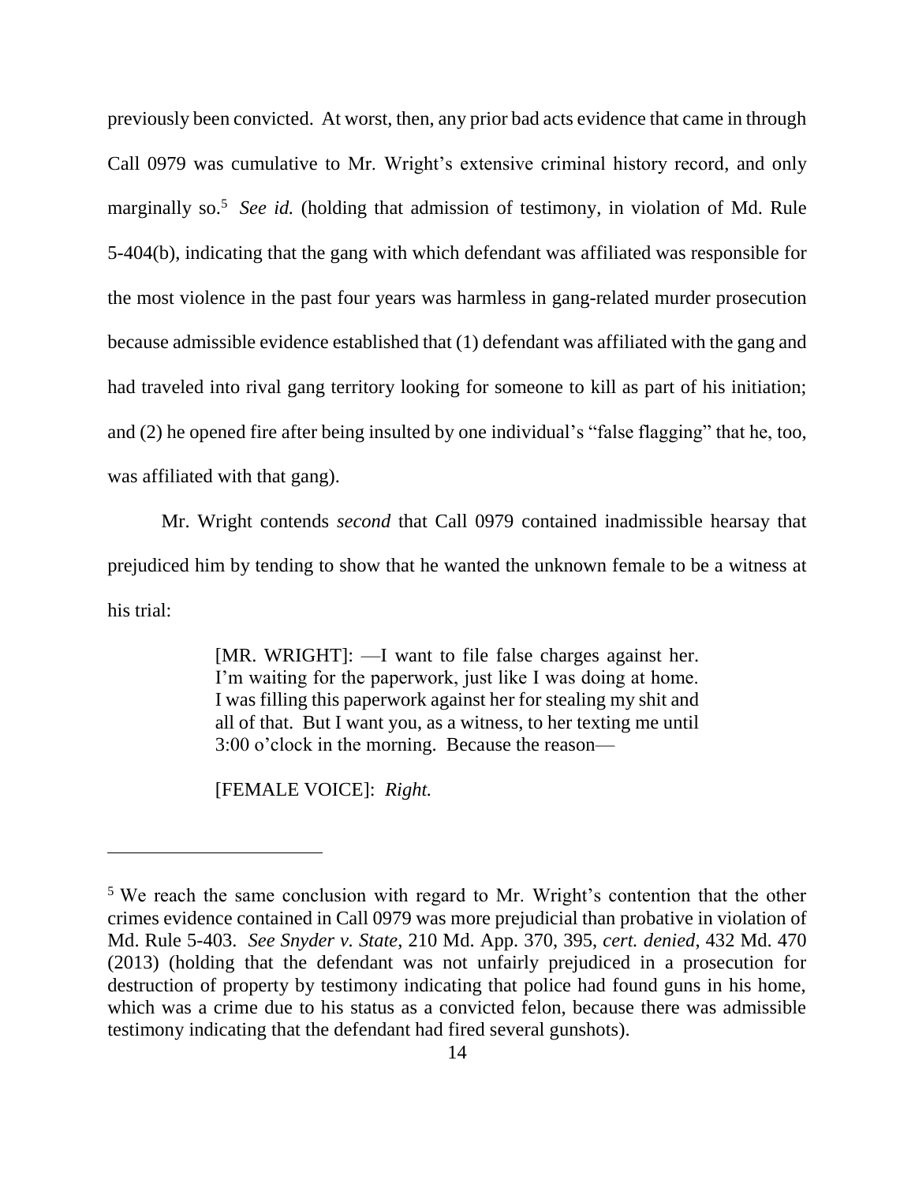previously been convicted. At worst, then, any prior bad acts evidence that came in through Call 0979 was cumulative to Mr. Wright's extensive criminal history record, and only marginally so.[5] *See id.* (holding that admission of testimony, in violation of Md. Rule 5-404(b), indicating that the gang with which defendant was affiliated was responsible for the most violence in the past four years was harmless in gang-related murder prosecution because admissible evidence established that (1) defendant was affiliated with the gang and had traveled into rival gang territory looking for someone to kill as part of his initiation; and (2) he opened fire after being insulted by one individual's "false flagging" that he, too, was affiliated with that gang).

Mr. Wright contends *second* that Call 0979 contained inadmissible hearsay that prejudiced him by tending to show that he wanted the unknown female to be a witness at his trial:

> [MR. WRIGHT]: —I want to file false charges against her. I'm waiting for the paperwork, just like I was doing at home. I was filling this paperwork against her for stealing my shit and all of that. But I want you, as a witness, to her texting me until 3:00 o'clock in the morning. Because the reason—
>
> [FEMALE VOICE]: *Right.*

---

[5] We reach the same conclusion with regard to Mr. Wright's contention that the other crimes evidence contained in Call 0979 was more prejudicial than probative in violation of Md. Rule 5-403. *See Snyder v. State*, 210 Md. App. 370, 395, *cert. denied*, 432 Md. 470 (2013) (holding that the defendant was not unfairly prejudiced in a prosecution for destruction of property by testimony indicating that police had found guns in his home, which was a crime due to his status as a convicted felon, because there was admissible testimony indicating that the defendant had fired several gunshots).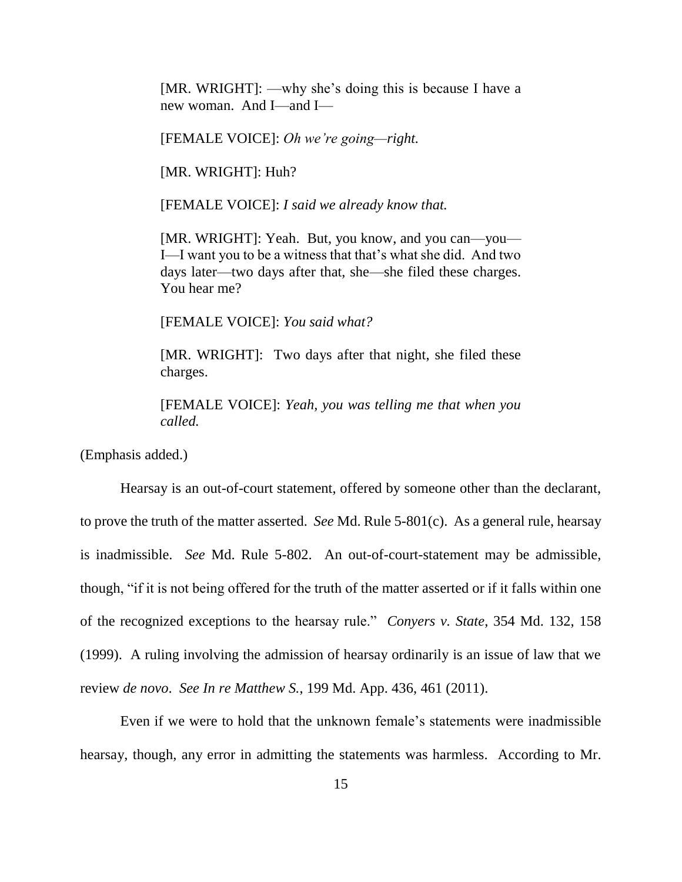> [MR. WRIGHT]: —why she's doing this is because I have a new woman. And I—and I—
>
> [FEMALE VOICE]: *Oh we're going—right.*
>
> [MR. WRIGHT]: Huh?
>
> [FEMALE VOICE]: *I said we already know that.*
>
> [MR. WRIGHT]: Yeah. But, you know, and you can—you—I—I want you to be a witness that that's what she did. And two days later—two days after that, she—she filed these charges. You hear me?
>
> [FEMALE VOICE]: *You said what?*
>
> [MR. WRIGHT]: Two days after that night, she filed these charges.
>
> [FEMALE VOICE]: *Yeah, you was telling me that when you called.*

(Emphasis added.)

Hearsay is an out-of-court statement, offered by someone other than the declarant, to prove the truth of the matter asserted. *See* Md. Rule 5-801(c). As a general rule, hearsay is inadmissible. *See* Md. Rule 5-802. An out-of-court-statement may be admissible, though, "if it is not being offered for the truth of the matter asserted or if it falls within one of the recognized exceptions to the hearsay rule." *Conyers v. State*, 354 Md. 132, 158 (1999). A ruling involving the admission of hearsay ordinarily is an issue of law that we review *de novo*. *See In re Matthew S.*, 199 Md. App. 436, 461 (2011).

Even if we were to hold that the unknown female's statements were inadmissible hearsay, though, any error in admitting the statements was harmless. According to Mr.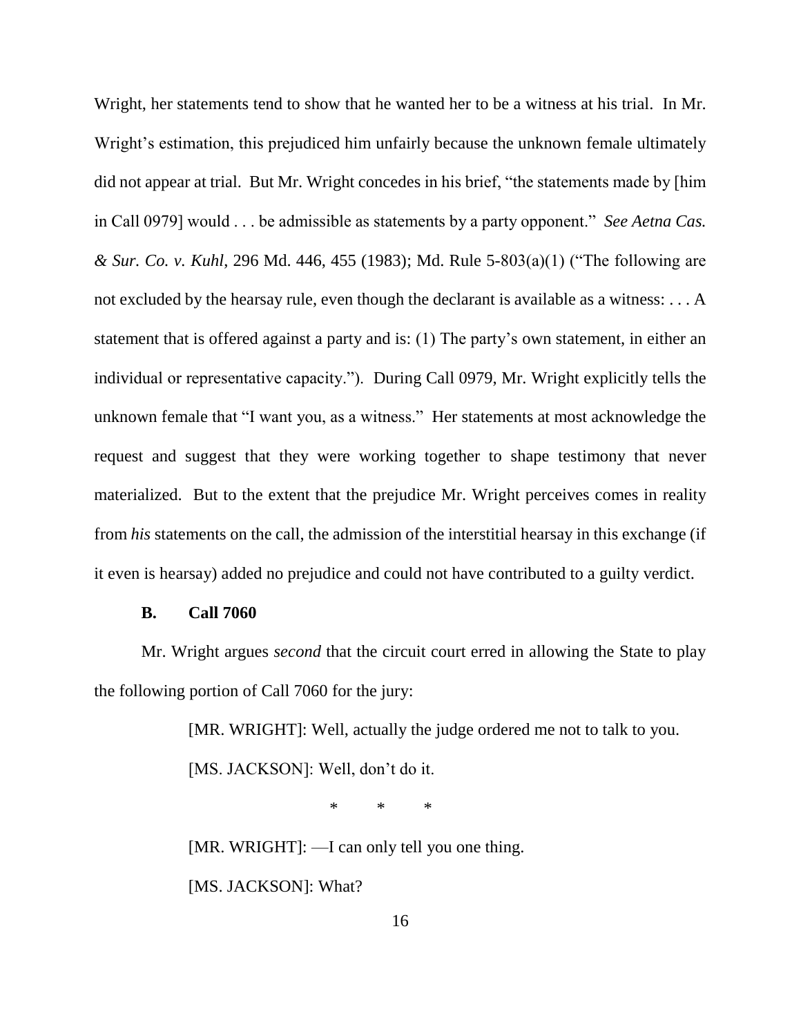Wright, her statements tend to show that he wanted her to be a witness at his trial. In Mr. Wright's estimation, this prejudiced him unfairly because the unknown female ultimately did not appear at trial. But Mr. Wright concedes in his brief, "the statements made by [him in Call 0979] would . . . be admissible as statements by a party opponent." *See Aetna Cas. & Sur. Co. v. Kuhl*, 296 Md. 446, 455 (1983); Md. Rule 5-803(a)(1) ("The following are not excluded by the hearsay rule, even though the declarant is available as a witness: . . . A statement that is offered against a party and is: (1) The party's own statement, in either an individual or representative capacity."). During Call 0979, Mr. Wright explicitly tells the unknown female that "I want you, as a witness." Her statements at most acknowledge the request and suggest that they were working together to shape testimony that never materialized. But to the extent that the prejudice Mr. Wright perceives comes in reality from *his* statements on the call, the admission of the interstitial hearsay in this exchange (if it even is hearsay) added no prejudice and could not have contributed to a guilty verdict.

### B. Call 7060

Mr. Wright argues *second* that the circuit court erred in allowing the State to play the following portion of Call 7060 for the jury:

> [MR. WRIGHT]: Well, actually the judge ordered me not to talk to you.
>
> [MS. JACKSON]: Well, don't do it.
>
> \* \* \*
>
> [MR. WRIGHT]: —I can only tell you one thing.
>
> [MS. JACKSON]: What?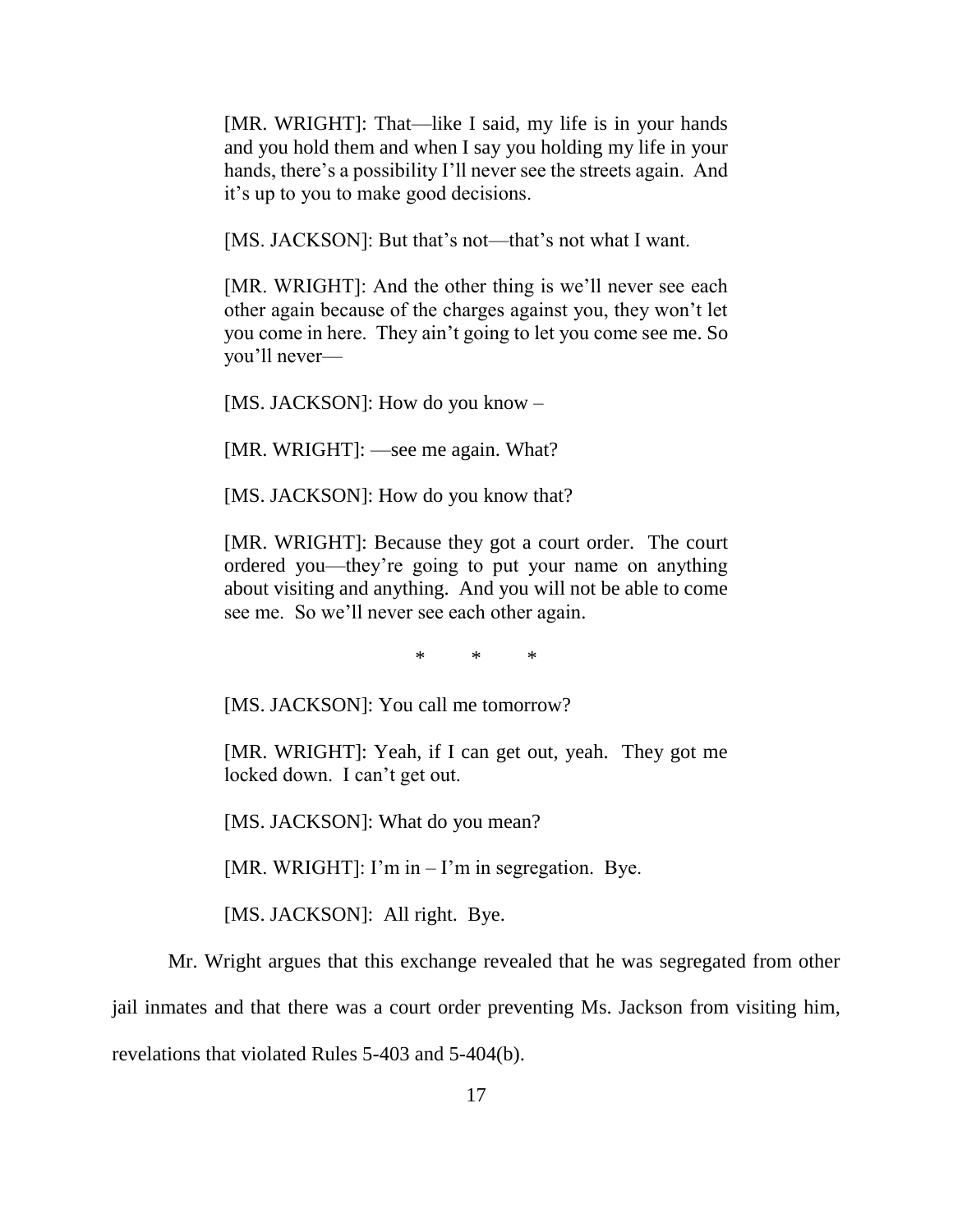> [MR. WRIGHT]: That—like I said, my life is in your hands and you hold them and when I say you holding my life in your hands, there's a possibility I'll never see the streets again. And it's up to you to make good decisions.
>
> [MS. JACKSON]: But that's not—that's not what I want.
>
> [MR. WRIGHT]: And the other thing is we'll never see each other again because of the charges against you, they won't let you come in here. They ain't going to let you come see me. So you'll never—
>
> [MS. JACKSON]: How do you know –
>
> [MR. WRIGHT]: —see me again. What?
>
> [MS. JACKSON]: How do you know that?
>
> [MR. WRIGHT]: Because they got a court order. The court ordered you—they're going to put your name on anything about visiting and anything. And you will not be able to come see me. So we'll never see each other again.
>
> \* \* \*
>
> [MS. JACKSON]: You call me tomorrow?
>
> [MR. WRIGHT]: Yeah, if I can get out, yeah. They got me locked down. I can't get out.
>
> [MS. JACKSON]: What do you mean?
>
> [MR. WRIGHT]: I'm in – I'm in segregation. Bye.
>
> [MS. JACKSON]: All right. Bye.

Mr. Wright argues that this exchange revealed that he was segregated from other jail inmates and that there was a court order preventing Ms. Jackson from visiting him, revelations that violated Rules 5-403 and 5-404(b).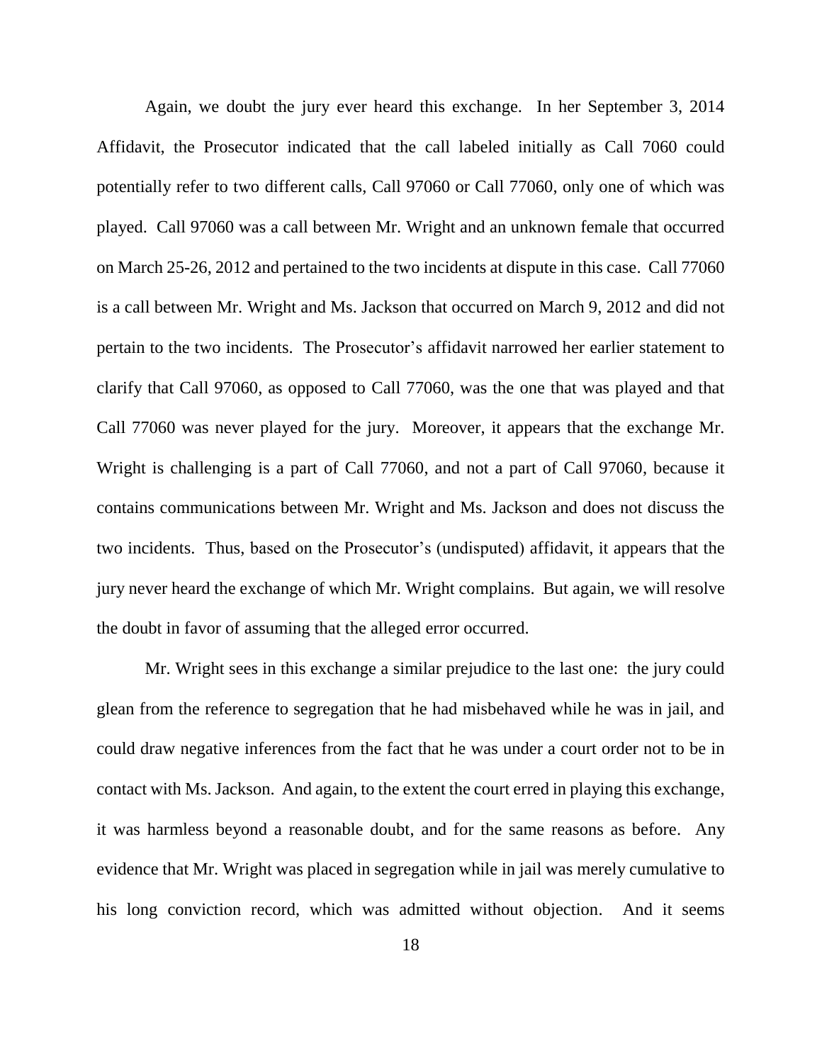Again, we doubt the jury ever heard this exchange. In her September 3, 2014 Affidavit, the Prosecutor indicated that the call labeled initially as Call 7060 could potentially refer to two different calls, Call 97060 or Call 77060, only one of which was played. Call 97060 was a call between Mr. Wright and an unknown female that occurred on March 25-26, 2012 and pertained to the two incidents at dispute in this case. Call 77060 is a call between Mr. Wright and Ms. Jackson that occurred on March 9, 2012 and did not pertain to the two incidents. The Prosecutor's affidavit narrowed her earlier statement to clarify that Call 97060, as opposed to Call 77060, was the one that was played and that Call 77060 was never played for the jury. Moreover, it appears that the exchange Mr. Wright is challenging is a part of Call 77060, and not a part of Call 97060, because it contains communications between Mr. Wright and Ms. Jackson and does not discuss the two incidents. Thus, based on the Prosecutor's (undisputed) affidavit, it appears that the jury never heard the exchange of which Mr. Wright complains. But again, we will resolve the doubt in favor of assuming that the alleged error occurred.

Mr. Wright sees in this exchange a similar prejudice to the last one: the jury could glean from the reference to segregation that he had misbehaved while he was in jail, and could draw negative inferences from the fact that he was under a court order not to be in contact with Ms. Jackson. And again, to the extent the court erred in playing this exchange, it was harmless beyond a reasonable doubt, and for the same reasons as before. Any evidence that Mr. Wright was placed in segregation while in jail was merely cumulative to his long conviction record, which was admitted without objection. And it seems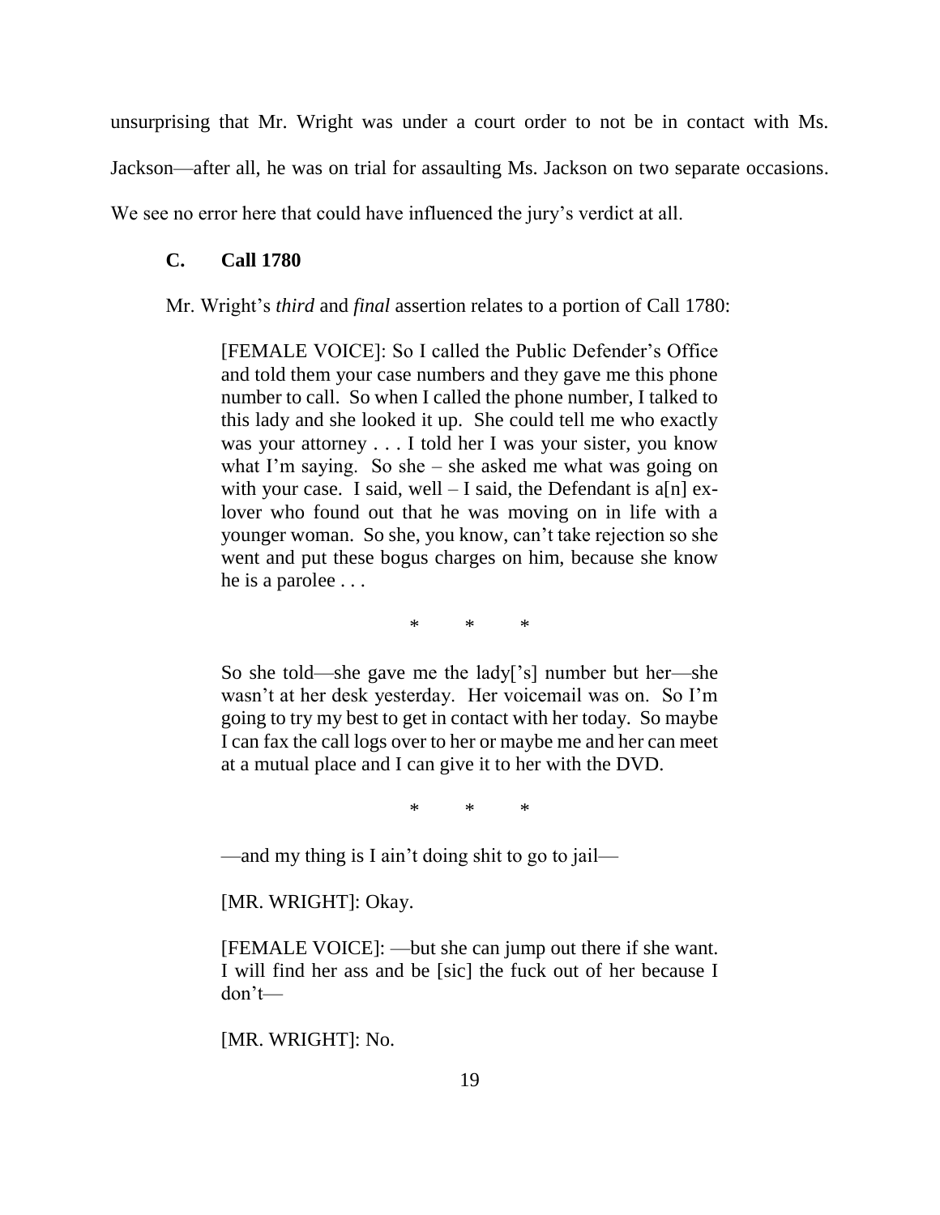unsurprising that Mr. Wright was under a court order to not be in contact with Ms. Jackson—after all, he was on trial for assaulting Ms. Jackson on two separate occasions. We see no error here that could have influenced the jury's verdict at all.

### C. Call 1780

Mr. Wright's *third* and *final* assertion relates to a portion of Call 1780:

> [FEMALE VOICE]: So I called the Public Defender's Office and told them your case numbers and they gave me this phone number to call. So when I called the phone number, I talked to this lady and she looked it up. She could tell me who exactly was your attorney . . . I told her I was your sister, you know what I'm saying. So she – she asked me what was going on with your case. I said, well – I said, the Defendant is a[n] ex-lover who found out that he was moving on in life with a younger woman. So she, you know, can't take rejection so she went and put these bogus charges on him, because she know he is a parolee . . .
>
> \* \* \*
>
> So she told—she gave me the lady['s] number but her—she wasn't at her desk yesterday. Her voicemail was on. So I'm going to try my best to get in contact with her today. So maybe I can fax the call logs over to her or maybe me and her can meet at a mutual place and I can give it to her with the DVD.
>
> \* \* \*
>
> —and my thing is I ain't doing shit to go to jail—
>
> [MR. WRIGHT]: Okay.
>
> [FEMALE VOICE]: —but she can jump out there if she want. I will find her ass and be [sic] the fuck out of her because I don't—
>
> [MR. WRIGHT]: No.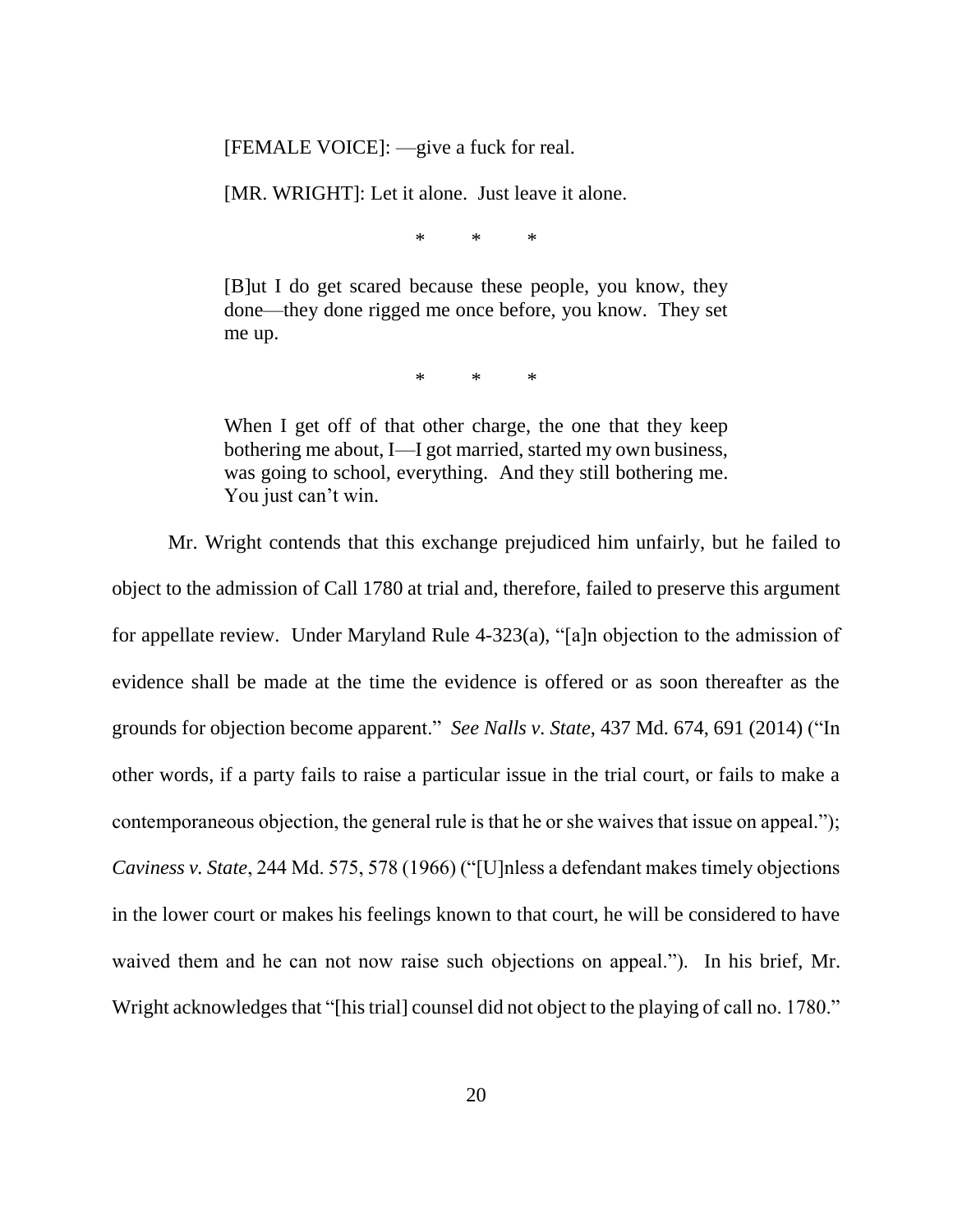> [FEMALE VOICE]: —give a fuck for real.
>
> [MR. WRIGHT]: Let it alone. Just leave it alone.
>
> \* \* \*
>
> [B]ut I do get scared because these people, you know, they done—they done rigged me once before, you know. They set me up.
>
> \* \* \*
>
> When I get off of that other charge, the one that they keep bothering me about, I—I got married, started my own business, was going to school, everything. And they still bothering me. You just can't win.

Mr. Wright contends that this exchange prejudiced him unfairly, but he failed to object to the admission of Call 1780 at trial and, therefore, failed to preserve this argument for appellate review. Under Maryland Rule 4-323(a), "[a]n objection to the admission of evidence shall be made at the time the evidence is offered or as soon thereafter as the grounds for objection become apparent." *See Nalls v. State*, 437 Md. 674, 691 (2014) ("In other words, if a party fails to raise a particular issue in the trial court, or fails to make a contemporaneous objection, the general rule is that he or she waives that issue on appeal."); *Caviness v. State*, 244 Md. 575, 578 (1966) ("[U]nless a defendant makes timely objections in the lower court or makes his feelings known to that court, he will be considered to have waived them and he can not now raise such objections on appeal."). In his brief, Mr. Wright acknowledges that "[his trial] counsel did not object to the playing of call no. 1780."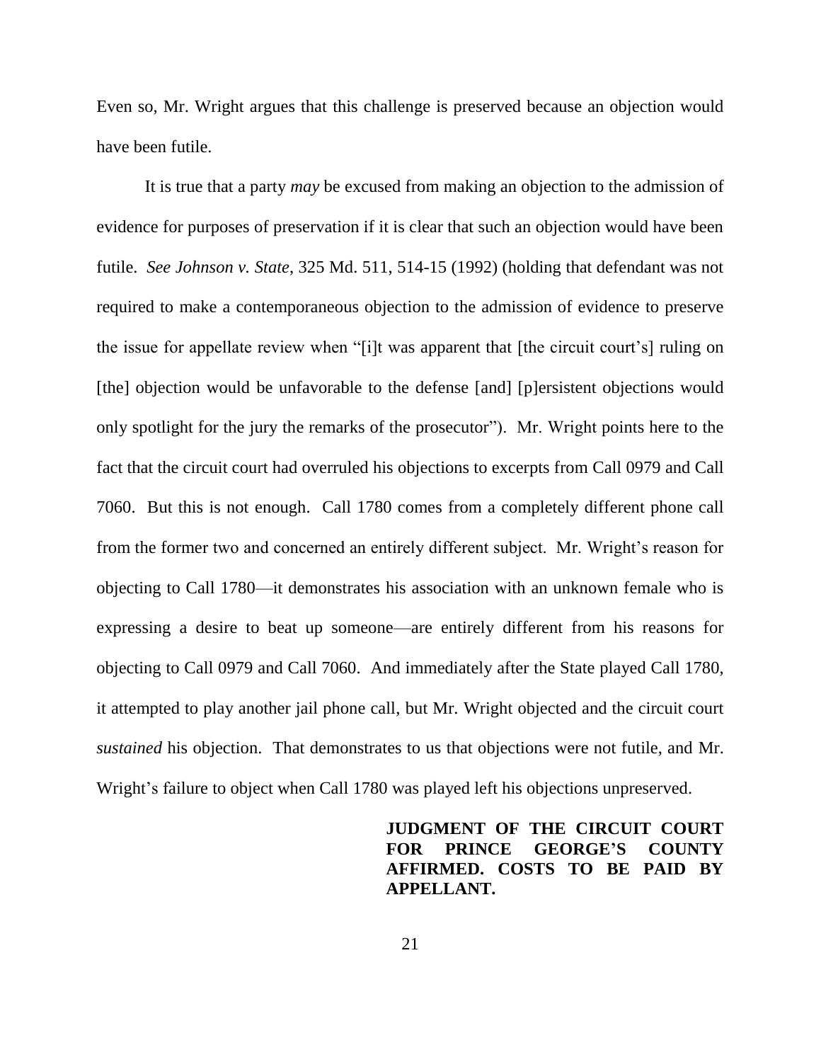Even so, Mr. Wright argues that this challenge is preserved because an objection would have been futile.

It is true that a party *may* be excused from making an objection to the admission of evidence for purposes of preservation if it is clear that such an objection would have been futile. *See Johnson v. State*, 325 Md. 511, 514-15 (1992) (holding that defendant was not required to make a contemporaneous objection to the admission of evidence to preserve the issue for appellate review when "[i]t was apparent that [the circuit court's] ruling on [the] objection would be unfavorable to the defense [and] [p]ersistent objections would only spotlight for the jury the remarks of the prosecutor"). Mr. Wright points here to the fact that the circuit court had overruled his objections to excerpts from Call 0979 and Call 7060. But this is not enough. Call 1780 comes from a completely different phone call from the former two and concerned an entirely different subject. Mr. Wright's reason for objecting to Call 1780—it demonstrates his association with an unknown female who is expressing a desire to beat up someone—are entirely different from his reasons for objecting to Call 0979 and Call 7060. And immediately after the State played Call 1780, it attempted to play another jail phone call, but Mr. Wright objected and the circuit court *sustained* his objection. That demonstrates to us that objections were not futile, and Mr. Wright's failure to object when Call 1780 was played left his objections unpreserved.

**JUDGMENT OF THE CIRCUIT COURT FOR PRINCE GEORGE'S COUNTY AFFIRMED. COSTS TO BE PAID BY APPELLANT.**